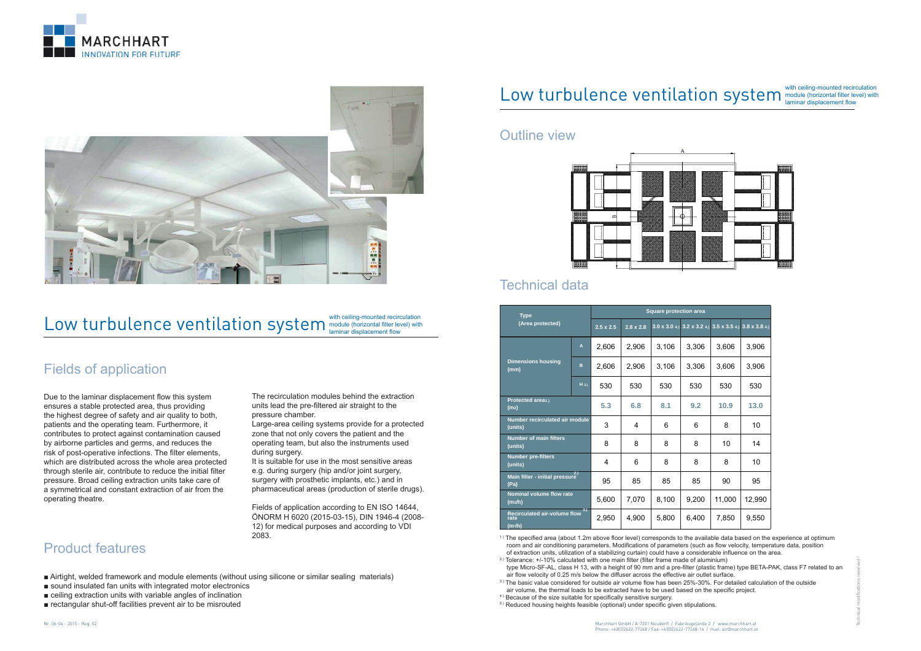# Low turbulence ventilation system

with ceiling-mounted recirculation module (horizontal filter level) with laminar displacement flow

## Fields of application

Due to the laminar displacement flow this system ensures a stable protected area, thus providing the highest degree of safety and air quality to both, patients and the operating team. Furthermore, it contributes to protect against contamination caused by airborne particles and germs, and reduces the risk of post-operative infections. The filter elements, which are distributed across the whole area protected through sterile air, contribute to reduce the initial filter pressure. Broad ceiling extraction units take care of a symmetrical and constant extraction of air from the operating theatre.

The recirculation modules behind the extraction units lead the pre-filtered air straight to the pressure chamber.

Large-area ceiling systems provide for a protected zone that not only covers the patient and the operating team, but also the instruments used during surgery.

It is suitable for use in the most sensitive areas e.g. during surgery (hip and/or joint surgery, surgery with prosthetic implants, etc.) and in pharmaceutical areas (production of sterile drugs).

Fields of application according to EN ISO 14644, ÖNORM H 6020 (2015-03-15), DIN 1946-4 (2008-12) for medical purposes and according to VDI 2083.

## Product features

- Airtight, welded framework and module elements (without using silicone or similar sealing materials)
- sound insulated fan units with integrated motor electronics
- ceiling extraction units with variable angles of inclination
- rectangular shut-off facilities prevent air to be misrouted

# Low turbulence ventilation system

with ceiling-mounted recirculation module (horizontal filter level) with laminar displacement flow

## Outline view

## Technical data

| Type (Area protected) | | Square protection area | | | | | |
|---|---|---|---|---|---|---|---|
| | | 2.5 x 2.5 | 2.8 x 2.8 | 3.0 x 3.0 [4.] | 3.2 x 3.2 [4.] | 3.5 x 3.5 [4.] | 3.8 x 3.8 [4.] |
| Dimensions housing (mm) | A | 2,606 | 2,906 | 3,106 | 3,306 | 3,606 | 3,906 |
| | B | 2,606 | 2,906 | 3,106 | 3,306 | 3,606 | 3,906 |
| | H [5.] | 530 | 530 | 530 | 530 | 530 | 530 |
| Protected area[1.] ($m^2$) | | 5.3 | 6.8 | 8.1 | 9.2 | 10.9 | 13.0 |
| Number recirculated air module (units) | | 3 | 4 | 6 | 6 | 8 | 10 |
| Number of main filters (units) | | 8 | 8 | 8 | 8 | 10 | 14 |
| Number pre-filters (units) | | 4 | 6 | 8 | 8 | 8 | 10 |
| Main filter - initial pressure[2.] (Pa) | | 95 | 85 | 85 | 85 | 90 | 95 |
| Nominal volume flow rate ($m^3/h$) | | 5,600 | 7,070 | 8,100 | 9,200 | 11,000 | 12,990 |
| Recirculated air-volume flow rate[3.] ($m^3/h$) | | 2,950 | 4,900 | 5,800 | 6,400 | 7,850 | 9,550 |

[1.] The specified area (about 1.2m above floor level) corresponds to the available data based on the experience at optimum room and air conditioning parameters. Modifications of parameters (such as flow velocity, temperature data, position of extraction units, utilization of a stabilizing curtain) could have a considerable influence on the area.

[2.] Tolerance: +/-10% calculated with one main filter (filter frame made of aluminium) type Micro-SF-AL, class H 13, with a height of 90 mm and a pre-filter (plastic frame) type BETA-PAK, class F7 related to an air flow velocity of 0.25 m/s below the diffuser across the effective air outlet surface.

[3.] The basic value considered for outside air volume flow has been 25%-30%. For detailed calculation of the outside air volume, the thermal loads to be extracted have to be used based on the specific project.

[4.] Because of the size suitable for specifically sensitive surgery.

[5.] Reduced housing heights feasible (optional) under specific given stipulations.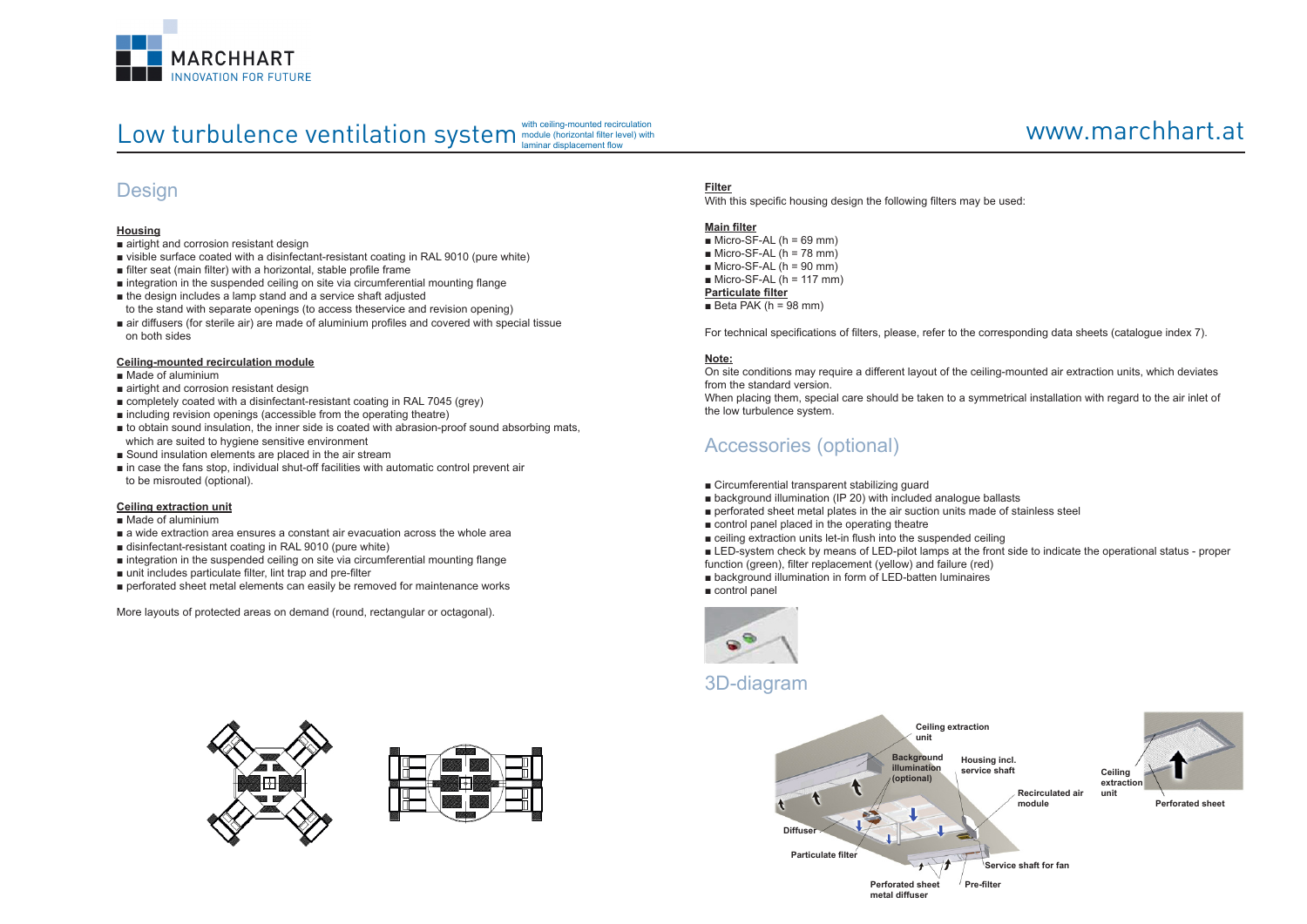# Low turbulence ventilation system

with ceiling-mounted recirculation module (horizontal filter level) with laminar displacement flow

www.marchhart.at

## Design

**Housing**

- airtight and corrosion resistant design
- visible surface coated with a disinfectant-resistant coating in RAL 9010 (pure white)
- filter seat (main filter) with a horizontal, stable profile frame
- integration in the suspended ceiling on site via circumferential mounting flange
- the design includes a lamp stand and a service shaft adjusted to the stand with separate openings (to access theservice and revision opening)
- air diffusers (for sterile air) are made of aluminium profiles and covered with special tissue on both sides

**Ceiling-mounted recirculation module**

- Made of aluminium
- airtight and corrosion resistant design
- completely coated with a disinfectant-resistant coating in RAL 7045 (grey)
- including revision openings (accessible from the operating theatre)
- to obtain sound insulation, the inner side is coated with abrasion-proof sound absorbing mats, which are suited to hygiene sensitive environment
- Sound insulation elements are placed in the air stream
- in case the fans stop, individual shut-off facilities with automatic control prevent air to be misrouted (optional).

**Ceiling extraction unit**

- Made of aluminium
- a wide extraction area ensures a constant air evacuation across the whole area
- disinfectant-resistant coating in RAL 9010 (pure white)
- integration in the suspended ceiling on site via circumferential mounting flange
- unit includes particulate filter, lint trap and pre-filter
- perforated sheet metal elements can easily be removed for maintenance works

More layouts of protected areas on demand (round, rectangular or octagonal).

**Filter**

With this specific housing design the following filters may be used:

**Main filter**

- Micro-SF-AL (h = 69 mm)
- Micro-SF-AL (h = 78 mm)
- Micro-SF-AL (h = 90 mm)
- Micro-SF-AL (h = 117 mm)

**Particulate filter**

- Beta PAK (h = 98 mm)

For technical specifications of filters, please, refer to the corresponding data sheets (catalogue index 7).

**Note:**

On site conditions may require a different layout of the ceiling-mounted air extraction units, which deviates from the standard version.
When placing them, special care should be taken to a symmetrical installation with regard to the air inlet of the low turbulence system.

## Accessories (optional)

- Circumferential transparent stabilizing guard
- background illumination (IP 20) with included analogue ballasts
- perforated sheet metal plates in the air suction units made of stainless steel
- control panel placed in the operating theatre
- ceiling extraction units let-in flush into the suspended ceiling
- LED-system check by means of LED-pilot lamps at the front side to indicate the operational status - proper function (green), filter replacement (yellow) and failure (red)
- background illumination in form of LED-batten luminaires
- control panel

## 3D-diagram

Ceiling extraction unit
Background illumination (optional)
Housing incl. service shaft
Recirculated air module
Diffuser
Particulate filter
Service shaft for fan
Perforated sheet metal diffuser
Pre-filter
Ceiling extraction unit
Perforated sheet